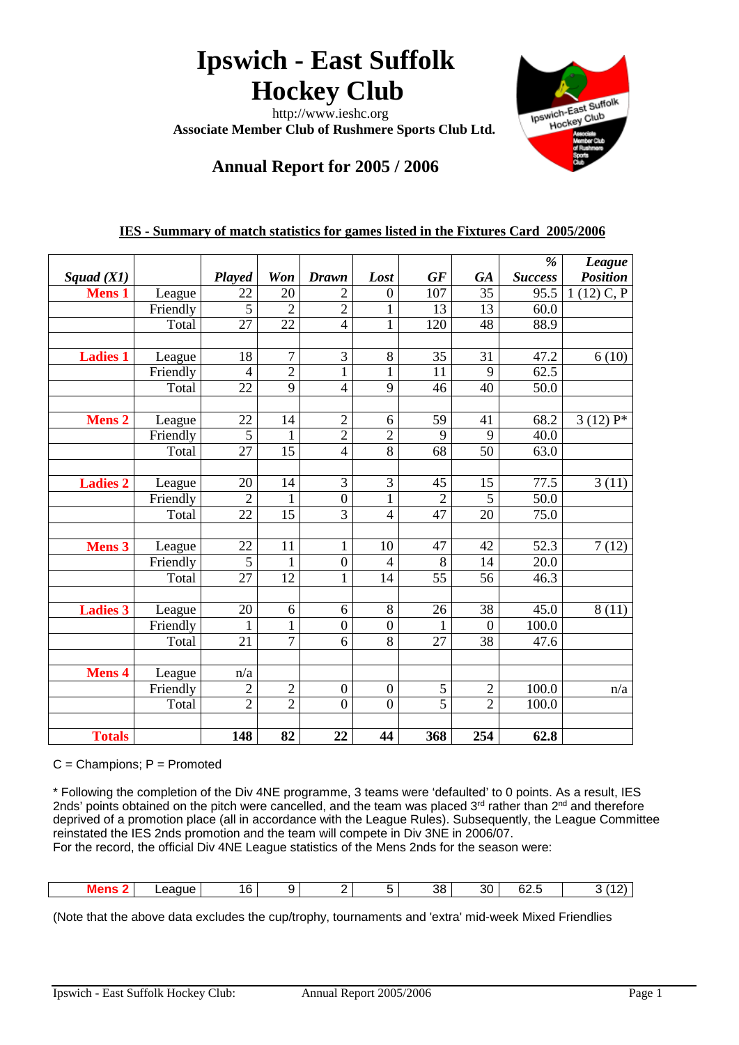# Ipswich - East Suffolk Hockey Club

http://www.ieshc.org

**Associate Member Club of Rushmere Sports Club Ltd.**

## Annual Report for 2005 / 2006

### IES - Summary of match statistics for games listed in the Fixtures Card 2005/2006

| *Squad (X1)* | | *Played* | *Won* | *Drawn* | *Lost* | *GF* | *GA* | *% Success* | *League Position* |
|---|---|---|---|---|---|---|---|---|---|
| **Mens 1** | League | 22 | 20 | 2 | 0 | 107 | 35 | 95.5 | 1 (12) C, P |
| | Friendly | 5 | 2 | 2 | 1 | 13 | 13 | 60.0 | |
| | Total | 27 | 22 | 4 | 1 | 120 | 48 | 88.9 | |
| | | | | | | | | | |
| **Ladies 1** | League | 18 | 7 | 3 | 8 | 35 | 31 | 47.2 | 6 (10) |
| | Friendly | 4 | 2 | 1 | 1 | 11 | 9 | 62.5 | |
| | Total | 22 | 9 | 4 | 9 | 46 | 40 | 50.0 | |
| | | | | | | | | | |
| **Mens 2** | League | 22 | 14 | 2 | 6 | 59 | 41 | 68.2 | 3 (12) P* |
| | Friendly | 5 | 1 | 2 | 2 | 9 | 9 | 40.0 | |
| | Total | 27 | 15 | 4 | 8 | 68 | 50 | 63.0 | |
| | | | | | | | | | |
| **Ladies 2** | League | 20 | 14 | 3 | 3 | 45 | 15 | 77.5 | 3 (11) |
| | Friendly | 2 | 1 | 0 | 1 | 2 | 5 | 50.0 | |
| | Total | 22 | 15 | 3 | 4 | 47 | 20 | 75.0 | |
| | | | | | | | | | |
| **Mens 3** | League | 22 | 11 | 1 | 10 | 47 | 42 | 52.3 | 7 (12) |
| | Friendly | 5 | 1 | 0 | 4 | 8 | 14 | 20.0 | |
| | Total | 27 | 12 | 1 | 14 | 55 | 56 | 46.3 | |
| | | | | | | | | | |
| **Ladies 3** | League | 20 | 6 | 6 | 8 | 26 | 38 | 45.0 | 8 (11) |
| | Friendly | 1 | 1 | 0 | 0 | 1 | 0 | 100.0 | |
| | Total | 21 | 7 | 6 | 8 | 27 | 38 | 47.6 | |
| | | | | | | | | | |
| **Mens 4** | League | n/a | | | | | | | |
| | Friendly | 2 | 2 | 0 | 0 | 5 | 2 | 100.0 | n/a |
| | Total | 2 | 2 | 0 | 0 | 5 | 2 | 100.0 | |
| | | | | | | | | | |
| **Totals** | | **148** | **82** | **22** | **44** | **368** | **254** | **62.8** | |

C = Champions; P = Promoted

* Following the completion of the Div 4NE programme, 3 teams were 'defaulted' to 0 points. As a result, IES 2nds' points obtained on the pitch were cancelled, and the team was placed 3rd rather than 2nd and therefore deprived of a promotion place (all in accordance with the League Rules). Subsequently, the League Committee reinstated the IES 2nds promotion and the team will compete in Div 3NE in 2006/07.
For the record, the official Div 4NE League statistics of the Mens 2nds for the season were:

| | | | | | | | | | |
|---|---|---|---|---|---|---|---|---|---|
| **Mens 2** | League | 16 | 9 | 2 | 5 | 38 | 30 | 62.5 | 3 (12) |

(Note that the above data excludes the cup/trophy, tournaments and 'extra' mid-week Mixed Friendlies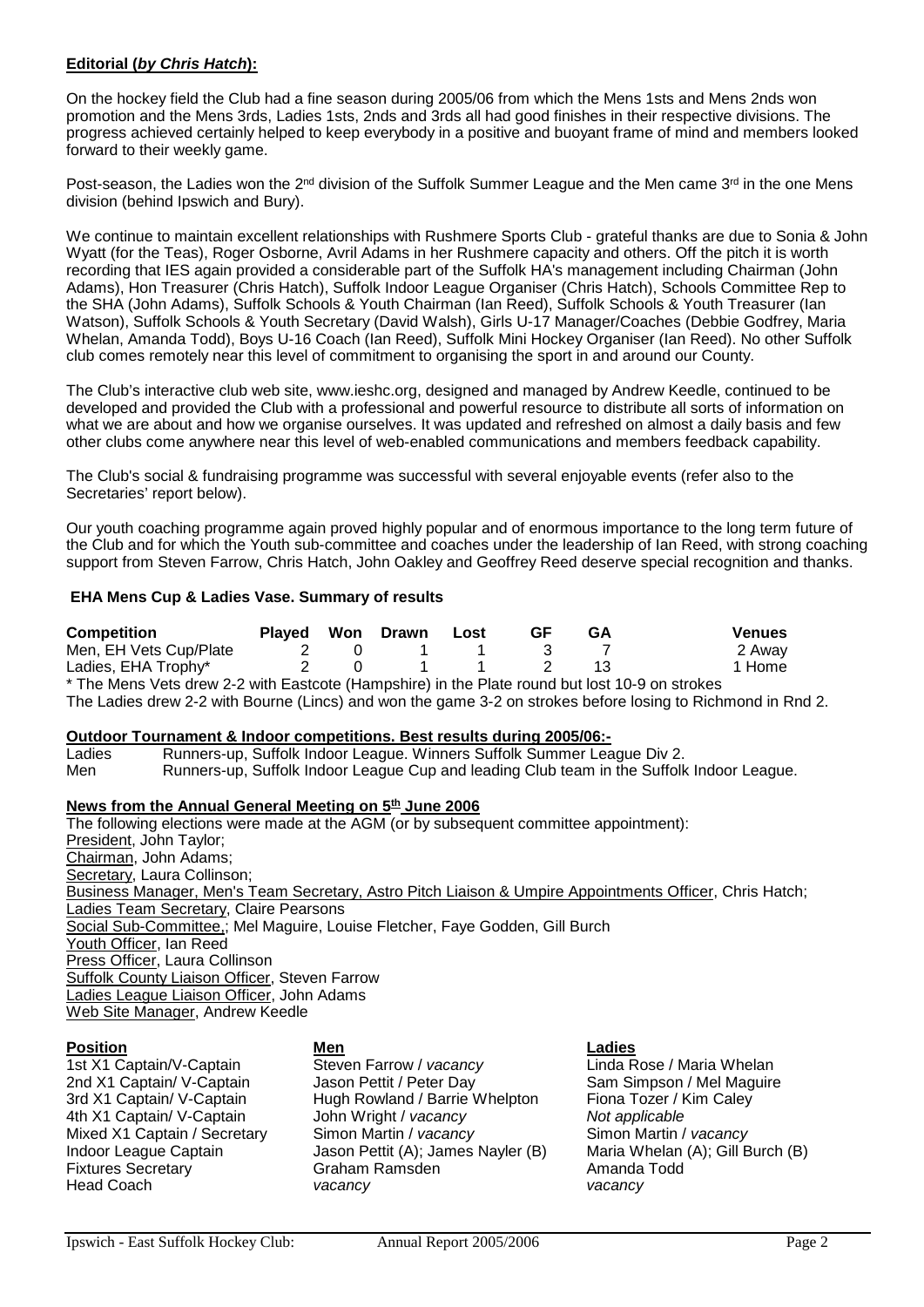**Editorial (*by Chris Hatch*):**

On the hockey field the Club had a fine season during 2005/06 from which the Mens 1sts and Mens 2nds won promotion and the Mens 3rds, Ladies 1sts, 2nds and 3rds all had good finishes in their respective divisions. The progress achieved certainly helped to keep everybody in a positive and buoyant frame of mind and members looked forward to their weekly game.

Post-season, the Ladies won the 2nd division of the Suffolk Summer League and the Men came 3rd in the one Mens division (behind Ipswich and Bury).

We continue to maintain excellent relationships with Rushmere Sports Club - grateful thanks are due to Sonia & John Wyatt (for the Teas), Roger Osborne, Avril Adams in her Rushmere capacity and others. Off the pitch it is worth recording that IES again provided a considerable part of the Suffolk HA's management including Chairman (John Adams), Hon Treasurer (Chris Hatch), Suffolk Indoor League Organiser (Chris Hatch), Schools Committee Rep to the SHA (John Adams), Suffolk Schools & Youth Chairman (Ian Reed), Suffolk Schools & Youth Treasurer (Ian Watson), Suffolk Schools & Youth Secretary (David Walsh), Girls U-17 Manager/Coaches (Debbie Godfrey, Maria Whelan, Amanda Todd), Boys U-16 Coach (Ian Reed), Suffolk Mini Hockey Organiser (Ian Reed). No other Suffolk club comes remotely near this level of commitment to organising the sport in and around our County.

The Club's interactive club web site, www.ieshc.org, designed and managed by Andrew Keedle, continued to be developed and provided the Club with a professional and powerful resource to distribute all sorts of information on what we are about and how we organise ourselves. It was updated and refreshed on almost a daily basis and few other clubs come anywhere near this level of web-enabled communications and members feedback capability.

The Club's social & fundraising programme was successful with several enjoyable events (refer also to the Secretaries' report below).

Our youth coaching programme again proved highly popular and of enormous importance to the long term future of the Club and for which the Youth sub-committee and coaches under the leadership of Ian Reed, with strong coaching support from Steven Farrow, Chris Hatch, John Oakley and Geoffrey Reed deserve special recognition and thanks.

**EHA Mens Cup & Ladies Vase. Summary of results**

| Competition | Played | Won | Drawn | Lost | GF | GA | Venues |
|---|---|---|---|---|---|---|---|
| Men, EH Vets Cup/Plate | 2 | 0 | 1 | 1 | 3 | 7 | 2 Away |
| Ladies, EHA Trophy* | 2 | 0 | 1 | 1 | 2 | 13 | 1 Home |

\* The Mens Vets drew 2-2 with Eastcote (Hampshire) in the Plate round but lost 10-9 on strokes
The Ladies drew 2-2 with Bourne (Lincs) and won the game 3-2 on strokes before losing to Richmond in Rnd 2.

**Outdoor Tournament & Indoor competitions. Best results during 2005/06:-**

Ladies Runners-up, Suffolk Indoor League. Winners Suffolk Summer League Div 2.
Men Runners-up, Suffolk Indoor League Cup and leading Club team in the Suffolk Indoor League.

**News from the Annual General Meeting on 5th June 2006**

The following elections were made at the AGM (or by subsequent committee appointment):
President, John Taylor;
Chairman, John Adams;
Secretary, Laura Collinson;
Business Manager, Men's Team Secretary, Astro Pitch Liaison & Umpire Appointments Officer, Chris Hatch;
Ladies Team Secretary, Claire Pearsons
Social Sub-Committee,; Mel Maguire, Louise Fletcher, Faye Godden, Gill Burch
Youth Officer, Ian Reed
Press Officer, Laura Collinson
Suffolk County Liaison Officer, Steven Farrow
Ladies League Liaison Officer, John Adams
Web Site Manager, Andrew Keedle

| Position | Men | Ladies |
|---|---|---|
| 1st X1 Captain/V-Captain | Steven Farrow / *vacancy* | Linda Rose / Maria Whelan |
| 2nd X1 Captain/ V-Captain | Jason Pettit / Peter Day | Sam Simpson / Mel Maguire |
| 3rd X1 Captain/ V-Captain | Hugh Rowland / Barrie Whelpton | Fiona Tozer / Kim Caley |
| 4th X1 Captain/ V-Captain | John Wright / *vacancy* | *Not applicable* |
| Mixed X1 Captain / Secretary | Simon Martin / *vacancy* | Simon Martin / *vacancy* |
| Indoor League Captain | Jason Pettit (A); James Nayler (B) | Maria Whelan (A); Gill Burch (B) |
| Fixtures Secretary | Graham Ramsden | Amanda Todd |
| Head Coach | *vacancy* | *vacancy* |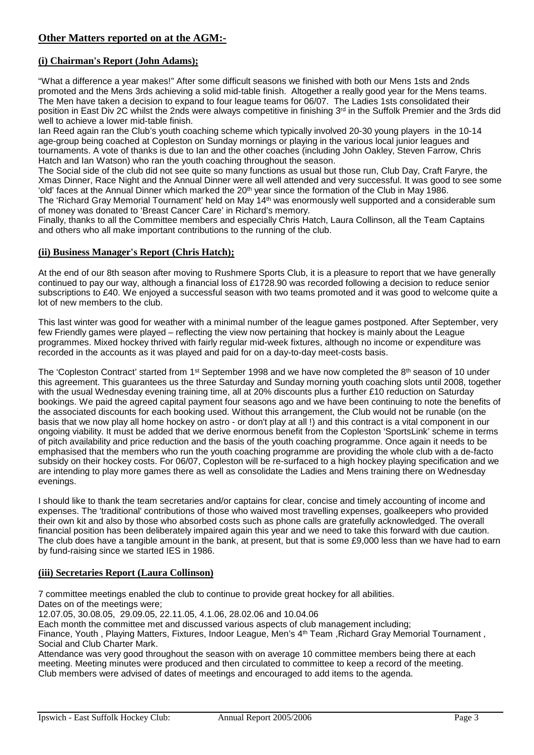## Other Matters reported on at the AGM:-

### (i) Chairman's Report (John Adams);

"What a difference a year makes!" After some difficult seasons we finished with both our Mens 1sts and 2nds promoted and the Mens 3rds achieving a solid mid-table finish. Altogether a really good year for the Mens teams. The Men have taken a decision to expand to four league teams for 06/07. The Ladies 1sts consolidated their position in East Div 2C whilst the 2nds were always competitive in finishing 3rd in the Suffolk Premier and the 3rds did well to achieve a lower mid-table finish.

Ian Reed again ran the Club's youth coaching scheme which typically involved 20-30 young players in the 10-14 age-group being coached at Copleston on Sunday mornings or playing in the various local junior leagues and tournaments. A vote of thanks is due to Ian and the other coaches (including John Oakley, Steven Farrow, Chris Hatch and Ian Watson) who ran the youth coaching throughout the season.

The Social side of the club did not see quite so many functions as usual but those run, Club Day, Craft Faryre, the Xmas Dinner, Race Night and the Annual Dinner were all well attended and very successful. It was good to see some 'old' faces at the Annual Dinner which marked the 20th year since the formation of the Club in May 1986.

The 'Richard Gray Memorial Tournament' held on May 14th was enormously well supported and a considerable sum of money was donated to 'Breast Cancer Care' in Richard's memory.

Finally, thanks to all the Committee members and especially Chris Hatch, Laura Collinson, all the Team Captains and others who all make important contributions to the running of the club.

### (ii) Business Manager's Report (Chris Hatch);

At the end of our 8th season after moving to Rushmere Sports Club, it is a pleasure to report that we have generally continued to pay our way, although a financial loss of £1728.90 was recorded following a decision to reduce senior subscriptions to £40. We enjoyed a successful season with two teams promoted and it was good to welcome quite a lot of new members to the club.

This last winter was good for weather with a minimal number of the league games postponed. After September, very few Friendly games were played – reflecting the view now pertaining that hockey is mainly about the League programmes. Mixed hockey thrived with fairly regular mid-week fixtures, although no income or expenditure was recorded in the accounts as it was played and paid for on a day-to-day meet-costs basis.

The 'Copleston Contract' started from 1st September 1998 and we have now completed the 8th season of 10 under this agreement. This guarantees us the three Saturday and Sunday morning youth coaching slots until 2008, together with the usual Wednesday evening training time, all at 20% discounts plus a further £10 reduction on Saturday bookings. We paid the agreed capital payment four seasons ago and we have been continuing to note the benefits of the associated discounts for each booking used. Without this arrangement, the Club would not be runable (on the basis that we now play all home hockey on astro - or don't play at all !) and this contract is a vital component in our ongoing viability. It must be added that we derive enormous benefit from the Copleston 'SportsLink' scheme in terms of pitch availability and price reduction and the basis of the youth coaching programme. Once again it needs to be emphasised that the members who run the youth coaching programme are providing the whole club with a de-facto subsidy on their hockey costs. For 06/07, Copleston will be re-surfaced to a high hockey playing specification and we are intending to play more games there as well as consolidate the Ladies and Mens training there on Wednesday evenings.

I should like to thank the team secretaries and/or captains for clear, concise and timely accounting of income and expenses. The 'traditional' contributions of those who waived most travelling expenses, goalkeepers who provided their own kit and also by those who absorbed costs such as phone calls are gratefully acknowledged. The overall financial position has been deliberately impaired again this year and we need to take this forward with due caution. The club does have a tangible amount in the bank, at present, but that is some £9,000 less than we have had to earn by fund-raising since we started IES in 1986.

### (iii) Secretaries Report (Laura Collinson)

7 committee meetings enabled the club to continue to provide great hockey for all abilities.
Dates on of the meetings were;
12.07.05, 30.08.05, 29.09.05, 22.11.05, 4.1.06, 28.02.06 and 10.04.06
Each month the committee met and discussed various aspects of club management including;
Finance, Youth , Playing Matters, Fixtures, Indoor League, Men's 4th Team ,Richard Gray Memorial Tournament , Social and Club Charter Mark.
Attendance was very good throughout the season with on average 10 committee members being there at each meeting. Meeting minutes were produced and then circulated to committee to keep a record of the meeting.
Club members were advised of dates of meetings and encouraged to add items to the agenda.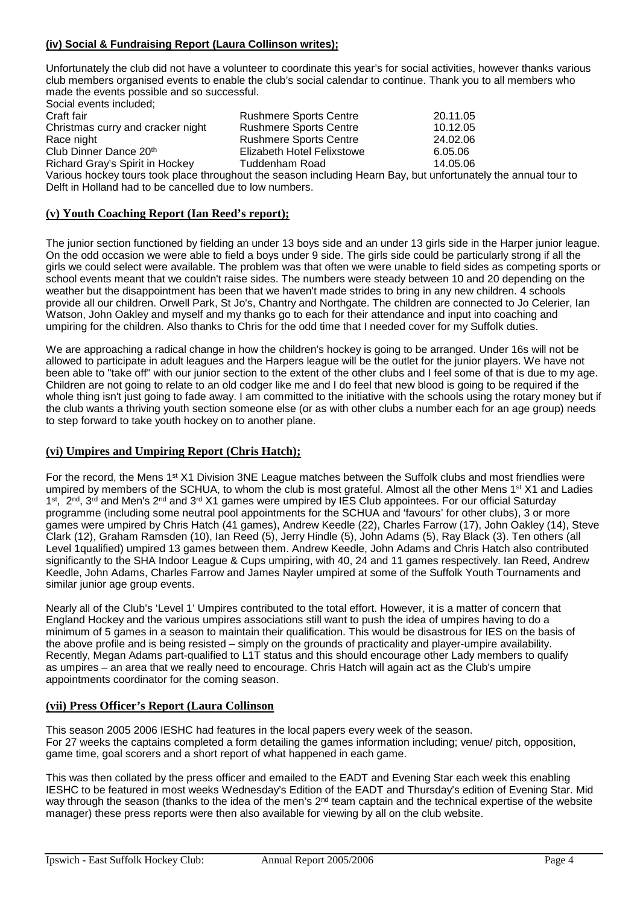**(iv) Social & Fundraising Report (Laura Collinson writes);**

Unfortunately the club did not have a volunteer to coordinate this year's for social activities, however thanks various club members organised events to enable the club's social calendar to continue. Thank you to all members who made the events possible and so successful.

Social events included;

| | | |
|---|---|---|
| Craft fair | Rushmere Sports Centre | 20.11.05 |
| Christmas curry and cracker night | Rushmere Sports Centre | 10.12.05 |
| Race night | Rushmere Sports Centre | 24.02.06 |
| Club Dinner Dance 20th | Elizabeth Hotel Felixstowe | 6.05.06 |
| Richard Gray's Spirit in Hockey | Tuddenham Road | 14.05.06 |

Various hockey tours took place throughout the season including Hearn Bay, but unfortunately the annual tour to Delft in Holland had to be cancelled due to low numbers.

## (v) Youth Coaching Report (Ian Reed's report);

The junior section functioned by fielding an under 13 boys side and an under 13 girls side in the Harper junior league. On the odd occasion we were able to field a boys under 9 side. The girls side could be particularly strong if all the girls we could select were available. The problem was that often we were unable to field sides as competing sports or school events meant that we couldn't raise sides. The numbers were steady between 10 and 20 depending on the weather but the disappointment has been that we haven't made strides to bring in any new children. 4 schools provide all our children. Orwell Park, St Jo's, Chantry and Northgate. The children are connected to Jo Celerier, Ian Watson, John Oakley and myself and my thanks go to each for their attendance and input into coaching and umpiring for the children. Also thanks to Chris for the odd time that I needed cover for my Suffolk duties.

We are approaching a radical change in how the children's hockey is going to be arranged. Under 16s will not be allowed to participate in adult leagues and the Harpers league will be the outlet for the junior players. We have not been able to "take off" with our junior section to the extent of the other clubs and I feel some of that is due to my age. Children are not going to relate to an old codger like me and I do feel that new blood is going to be required if the whole thing isn't just going to fade away. I am committed to the initiative with the schools using the rotary money but if the club wants a thriving youth section someone else (or as with other clubs a number each for an age group) needs to step forward to take youth hockey on to another plane.

## (vi) Umpires and Umpiring Report (Chris Hatch);

For the record, the Mens 1st X1 Division 3NE League matches between the Suffolk clubs and most friendlies were umpired by members of the SCHUA, to whom the club is most grateful. Almost all the other Mens 1st X1 and Ladies 1st, 2nd, 3rd and Men's 2nd and 3rd X1 games were umpired by IES Club appointees. For our official Saturday programme (including some neutral pool appointments for the SCHUA and 'favours' for other clubs), 3 or more games were umpired by Chris Hatch (41 games), Andrew Keedle (22), Charles Farrow (17), John Oakley (14), Steve Clark (12), Graham Ramsden (10), Ian Reed (5), Jerry Hindle (5), John Adams (5), Ray Black (3). Ten others (all Level 1qualified) umpired 13 games between them. Andrew Keedle, John Adams and Chris Hatch also contributed significantly to the SHA Indoor League & Cups umpiring, with 40, 24 and 11 games respectively. Ian Reed, Andrew Keedle, John Adams, Charles Farrow and James Nayler umpired at some of the Suffolk Youth Tournaments and similar junior age group events.

Nearly all of the Club's 'Level 1' Umpires contributed to the total effort. However, it is a matter of concern that England Hockey and the various umpires associations still want to push the idea of umpires having to do a minimum of 5 games in a season to maintain their qualification. This would be disastrous for IES on the basis of the above profile and is being resisted – simply on the grounds of practicality and player-umpire availability. Recently, Megan Adams part-qualified to L1T status and this should encourage other Lady members to qualify as umpires – an area that we really need to encourage. Chris Hatch will again act as the Club's umpire appointments coordinator for the coming season.

## (vii) Press Officer's Report (Laura Collinson

This season 2005 2006 IESHC had features in the local papers every week of the season.
For 27 weeks the captains completed a form detailing the games information including; venue/ pitch, opposition, game time, goal scorers and a short report of what happened in each game.

This was then collated by the press officer and emailed to the EADT and Evening Star each week this enabling IESHC to be featured in most weeks Wednesday's Edition of the EADT and Thursday's edition of Evening Star. Mid way through the season (thanks to the idea of the men's 2nd team captain and the technical expertise of the website manager) these press reports were then also available for viewing by all on the club website.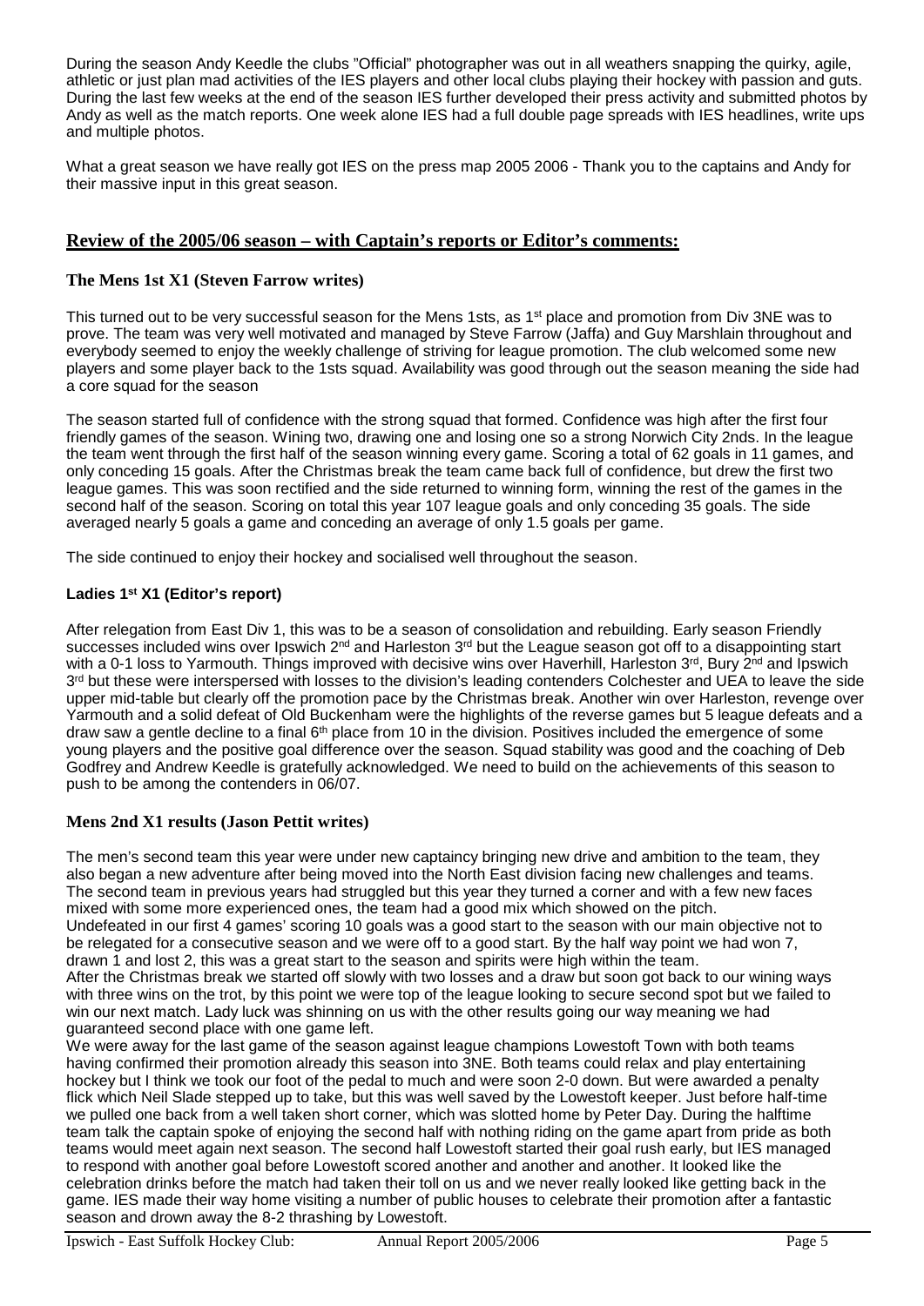During the season Andy Keedle the clubs "Official" photographer was out in all weathers snapping the quirky, agile, athletic or just plan mad activities of the IES players and other local clubs playing their hockey with passion and guts. During the last few weeks at the end of the season IES further developed their press activity and submitted photos by Andy as well as the match reports. One week alone IES had a full double page spreads with IES headlines, write ups and multiple photos.

What a great season we have really got IES on the press map 2005 2006 - Thank you to the captains and Andy for their massive input in this great season.

## Review of the 2005/06 season – with Captain's reports or Editor's comments:

### The Mens 1st X1 (Steven Farrow writes)

This turned out to be very successful season for the Mens 1sts, as 1st place and promotion from Div 3NE was to prove. The team was very well motivated and managed by Steve Farrow (Jaffa) and Guy Marshlain throughout and everybody seemed to enjoy the weekly challenge of striving for league promotion. The club welcomed some new players and some player back to the 1sts squad. Availability was good through out the season meaning the side had a core squad for the season

The season started full of confidence with the strong squad that formed. Confidence was high after the first four friendly games of the season. Wining two, drawing one and losing one so a strong Norwich City 2nds. In the league the team went through the first half of the season winning every game. Scoring a total of 62 goals in 11 games, and only conceding 15 goals. After the Christmas break the team came back full of confidence, but drew the first two league games. This was soon rectified and the side returned to winning form, winning the rest of the games in the second half of the season. Scoring on total this year 107 league goals and only conceding 35 goals. The side averaged nearly 5 goals a game and conceding an average of only 1.5 goals per game.

The side continued to enjoy their hockey and socialised well throughout the season.

### Ladies 1st X1 (Editor's report)

After relegation from East Div 1, this was to be a season of consolidation and rebuilding. Early season Friendly successes included wins over Ipswich 2nd and Harleston 3rd but the League season got off to a disappointing start with a 0-1 loss to Yarmouth. Things improved with decisive wins over Haverhill, Harleston 3rd, Bury 2nd and Ipswich 3rd but these were interspersed with losses to the division's leading contenders Colchester and UEA to leave the side upper mid-table but clearly off the promotion pace by the Christmas break. Another win over Harleston, revenge over Yarmouth and a solid defeat of Old Buckenham were the highlights of the reverse games but 5 league defeats and a draw saw a gentle decline to a final 6th place from 10 in the division. Positives included the emergence of some young players and the positive goal difference over the season. Squad stability was good and the coaching of Deb Godfrey and Andrew Keedle is gratefully acknowledged. We need to build on the achievements of this season to push to be among the contenders in 06/07.

### Mens 2nd X1 results (Jason Pettit writes)

The men's second team this year were under new captaincy bringing new drive and ambition to the team, they also began a new adventure after being moved into the North East division facing new challenges and teams. The second team in previous years had struggled but this year they turned a corner and with a few new faces mixed with some more experienced ones, the team had a good mix which showed on the pitch.
Undefeated in our first 4 games' scoring 10 goals was a good start to the season with our main objective not to be relegated for a consecutive season and we were off to a good start. By the half way point we had won 7, drawn 1 and lost 2, this was a great start to the season and spirits were high within the team.
After the Christmas break we started off slowly with two losses and a draw but soon got back to our wining ways with three wins on the trot, by this point we were top of the league looking to secure second spot but we failed to win our next match. Lady luck was shinning on us with the other results going our way meaning we had guaranteed second place with one game left.
We were away for the last game of the season against league champions Lowestoft Town with both teams having confirmed their promotion already this season into 3NE. Both teams could relax and play entertaining hockey but I think we took our foot of the pedal to much and were soon 2-0 down. But were awarded a penalty flick which Neil Slade stepped up to take, but this was well saved by the Lowestoft keeper. Just before half-time we pulled one back from a well taken short corner, which was slotted home by Peter Day. During the halftime team talk the captain spoke of enjoying the second half with nothing riding on the game apart from pride as both teams would meet again next season. The second half Lowestoft started their goal rush early, but IES managed to respond with another goal before Lowestoft scored another and another and another. It looked like the celebration drinks before the match had taken their toll on us and we never really looked like getting back in the game. IES made their way home visiting a number of public houses to celebrate their promotion after a fantastic season and drown away the 8-2 thrashing by Lowestoft.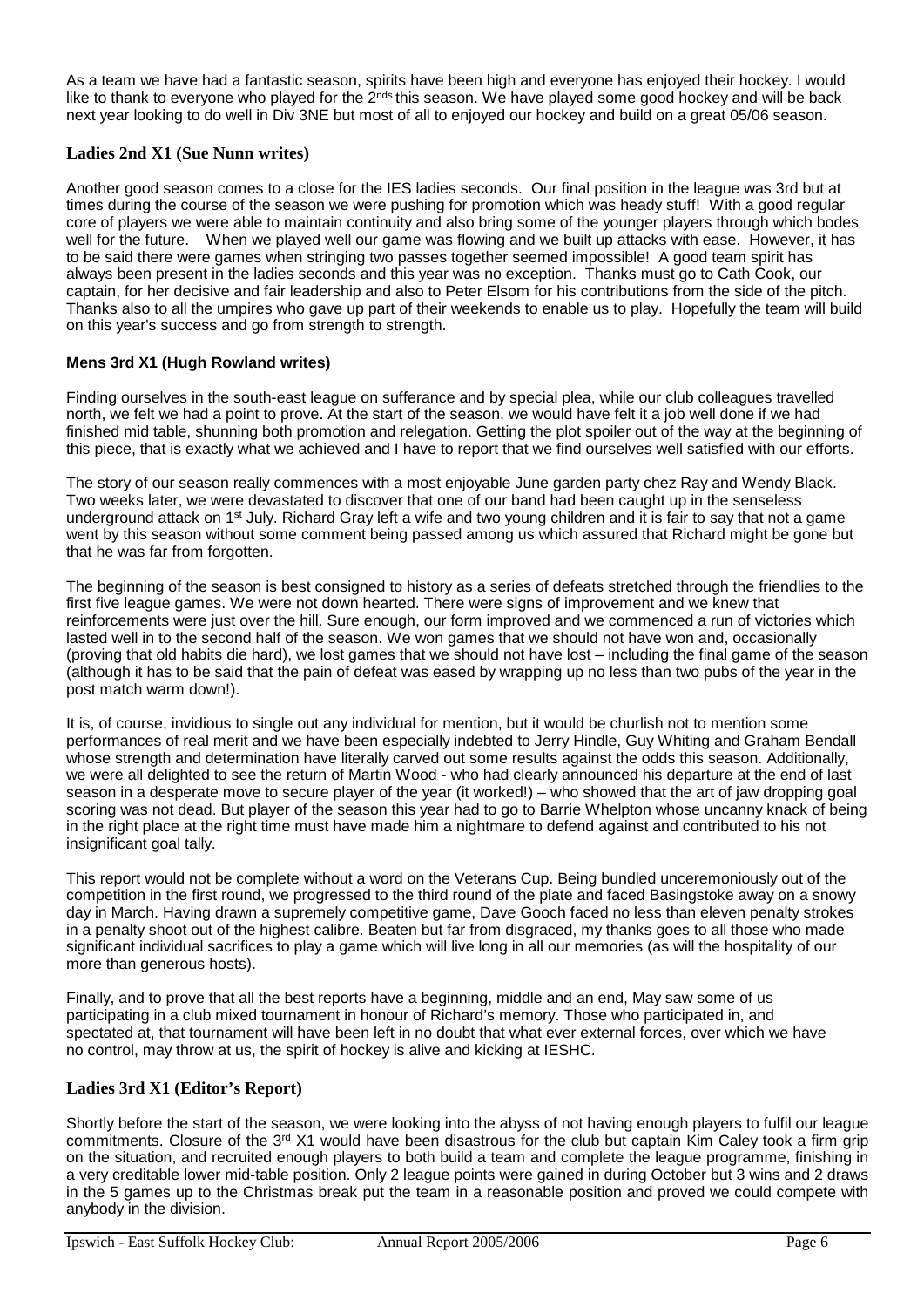As a team we have had a fantastic season, spirits have been high and everyone has enjoyed their hockey. I would like to thank to everyone who played for the 2[nds] this season. We have played some good hockey and will be back next year looking to do well in Div 3NE but most of all to enjoyed our hockey and build on a great 05/06 season.

### Ladies 2nd X1 (Sue Nunn writes)

Another good season comes to a close for the IES ladies seconds. Our final position in the league was 3rd but at times during the course of the season we were pushing for promotion which was heady stuff! With a good regular core of players we were able to maintain continuity and also bring some of the younger players through which bodes well for the future. When we played well our game was flowing and we built up attacks with ease. However, it has to be said there were games when stringing two passes together seemed impossible! A good team spirit has always been present in the ladies seconds and this year was no exception. Thanks must go to Cath Cook, our captain, for her decisive and fair leadership and also to Peter Elsom for his contributions from the side of the pitch. Thanks also to all the umpires who gave up part of their weekends to enable us to play. Hopefully the team will build on this year's success and go from strength to strength.

### Mens 3rd X1 (Hugh Rowland writes)

Finding ourselves in the south-east league on sufferance and by special plea, while our club colleagues travelled north, we felt we had a point to prove. At the start of the season, we would have felt it a job well done if we had finished mid table, shunning both promotion and relegation. Getting the plot spoiler out of the way at the beginning of this piece, that is exactly what we achieved and I have to report that we find ourselves well satisfied with our efforts.

The story of our season really commences with a most enjoyable June garden party chez Ray and Wendy Black. Two weeks later, we were devastated to discover that one of our band had been caught up in the senseless underground attack on 1[st] July. Richard Gray left a wife and two young children and it is fair to say that not a game went by this season without some comment being passed among us which assured that Richard might be gone but that he was far from forgotten.

The beginning of the season is best consigned to history as a series of defeats stretched through the friendlies to the first five league games. We were not down hearted. There were signs of improvement and we knew that reinforcements were just over the hill. Sure enough, our form improved and we commenced a run of victories which lasted well in to the second half of the season. We won games that we should not have won and, occasionally (proving that old habits die hard), we lost games that we should not have lost – including the final game of the season (although it has to be said that the pain of defeat was eased by wrapping up no less than two pubs of the year in the post match warm down!).

It is, of course, invidious to single out any individual for mention, but it would be churlish not to mention some performances of real merit and we have been especially indebted to Jerry Hindle, Guy Whiting and Graham Bendall whose strength and determination have literally carved out some results against the odds this season. Additionally, we were all delighted to see the return of Martin Wood - who had clearly announced his departure at the end of last season in a desperate move to secure player of the year (it worked!) – who showed that the art of jaw dropping goal scoring was not dead. But player of the season this year had to go to Barrie Whelpton whose uncanny knack of being in the right place at the right time must have made him a nightmare to defend against and contributed to his not insignificant goal tally.

This report would not be complete without a word on the Veterans Cup. Being bundled unceremoniously out of the competition in the first round, we progressed to the third round of the plate and faced Basingstoke away on a snowy day in March. Having drawn a supremely competitive game, Dave Gooch faced no less than eleven penalty strokes in a penalty shoot out of the highest calibre. Beaten but far from disgraced, my thanks goes to all those who made significant individual sacrifices to play a game which will live long in all our memories (as will the hospitality of our more than generous hosts).

Finally, and to prove that all the best reports have a beginning, middle and an end, May saw some of us participating in a club mixed tournament in honour of Richard's memory. Those who participated in, and spectated at, that tournament will have been left in no doubt that what ever external forces, over which we have no control, may throw at us, the spirit of hockey is alive and kicking at IESHC.

### Ladies 3rd X1 (Editor's Report)

Shortly before the start of the season, we were looking into the abyss of not having enough players to fulfil our league commitments. Closure of the 3[rd] X1 would have been disastrous for the club but captain Kim Caley took a firm grip on the situation, and recruited enough players to both build a team and complete the league programme, finishing in a very creditable lower mid-table position. Only 2 league points were gained in during October but 3 wins and 2 draws in the 5 games up to the Christmas break put the team in a reasonable position and proved we could compete with anybody in the division.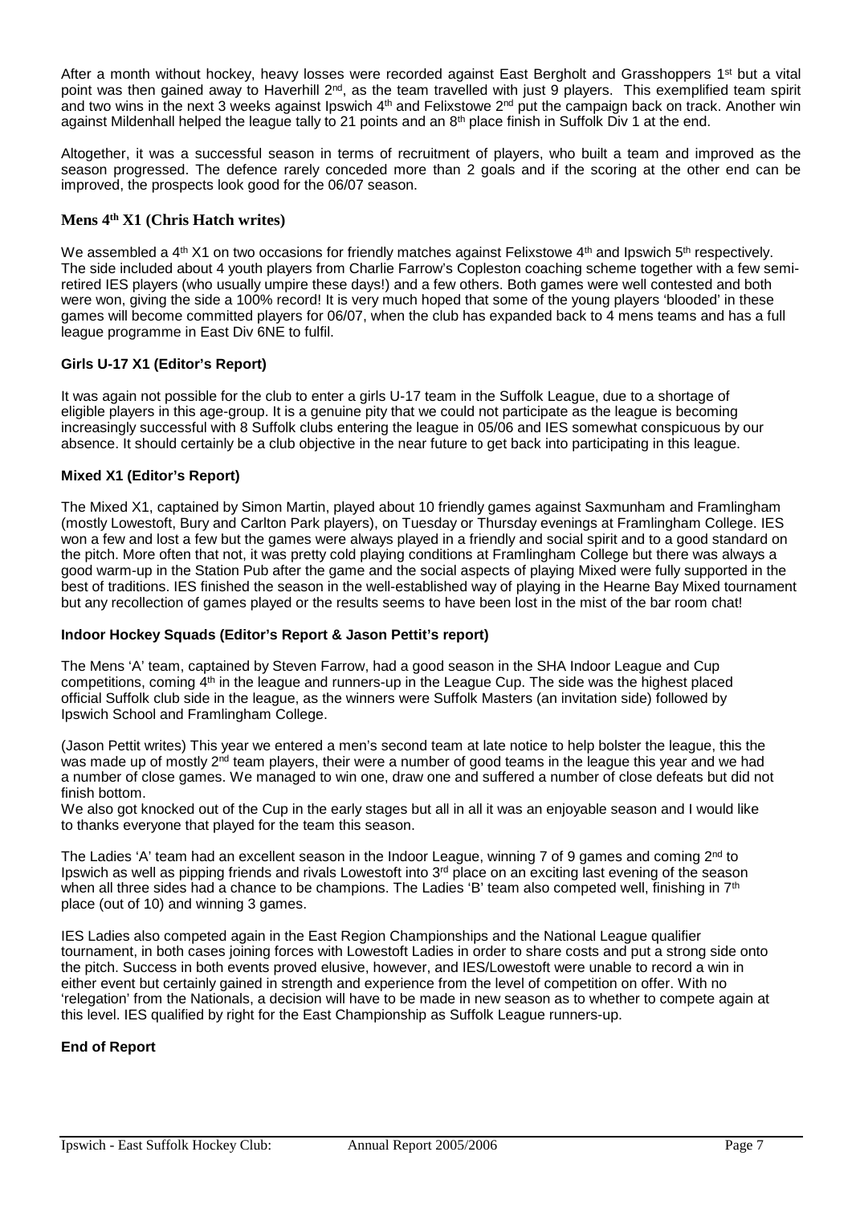After a month without hockey, heavy losses were recorded against East Bergholt and Grasshoppers 1st but a vital point was then gained away to Haverhill 2nd, as the team travelled with just 9 players. This exemplified team spirit and two wins in the next 3 weeks against Ipswich 4th and Felixstowe 2nd put the campaign back on track. Another win against Mildenhall helped the league tally to 21 points and an 8th place finish in Suffolk Div 1 at the end.

Altogether, it was a successful season in terms of recruitment of players, who built a team and improved as the season progressed. The defence rarely conceded more than 2 goals and if the scoring at the other end can be improved, the prospects look good for the 06/07 season.

### Mens 4th X1 (Chris Hatch writes)

We assembled a 4th X1 on two occasions for friendly matches against Felixstowe 4th and Ipswich 5th respectively. The side included about 4 youth players from Charlie Farrow's Copleston coaching scheme together with a few semi-retired IES players (who usually umpire these days!) and a few others. Both games were well contested and both were won, giving the side a 100% record! It is very much hoped that some of the young players 'blooded' in these games will become committed players for 06/07, when the club has expanded back to 4 mens teams and has a full league programme in East Div 6NE to fulfil.

### Girls U-17 X1 (Editor's Report)

It was again not possible for the club to enter a girls U-17 team in the Suffolk League, due to a shortage of eligible players in this age-group. It is a genuine pity that we could not participate as the league is becoming increasingly successful with 8 Suffolk clubs entering the league in 05/06 and IES somewhat conspicuous by our absence. It should certainly be a club objective in the near future to get back into participating in this league.

### Mixed X1 (Editor's Report)

The Mixed X1, captained by Simon Martin, played about 10 friendly games against Saxmunham and Framlingham (mostly Lowestoft, Bury and Carlton Park players), on Tuesday or Thursday evenings at Framlingham College. IES won a few and lost a few but the games were always played in a friendly and social spirit and to a good standard on the pitch. More often that not, it was pretty cold playing conditions at Framlingham College but there was always a good warm-up in the Station Pub after the game and the social aspects of playing Mixed were fully supported in the best of traditions. IES finished the season in the well-established way of playing in the Hearne Bay Mixed tournament but any recollection of games played or the results seems to have been lost in the mist of the bar room chat!

### Indoor Hockey Squads (Editor's Report & Jason Pettit's report)

The Mens 'A' team, captained by Steven Farrow, had a good season in the SHA Indoor League and Cup competitions, coming 4th in the league and runners-up in the League Cup. The side was the highest placed official Suffolk club side in the league, as the winners were Suffolk Masters (an invitation side) followed by Ipswich School and Framlingham College.

(Jason Pettit writes) This year we entered a men's second team at late notice to help bolster the league, this the was made up of mostly 2nd team players, their were a number of good teams in the league this year and we had a number of close games. We managed to win one, draw one and suffered a number of close defeats but did not finish bottom.
We also got knocked out of the Cup in the early stages but all in all it was an enjoyable season and I would like to thanks everyone that played for the team this season.

The Ladies 'A' team had an excellent season in the Indoor League, winning 7 of 9 games and coming 2nd to Ipswich as well as pipping friends and rivals Lowestoft into 3rd place on an exciting last evening of the season when all three sides had a chance to be champions. The Ladies 'B' team also competed well, finishing in 7th place (out of 10) and winning 3 games.

IES Ladies also competed again in the East Region Championships and the National League qualifier tournament, in both cases joining forces with Lowestoft Ladies in order to share costs and put a strong side onto the pitch. Success in both events proved elusive, however, and IES/Lowestoft were unable to record a win in either event but certainly gained in strength and experience from the level of competition on offer. With no 'relegation' from the Nationals, a decision will have to be made in new season as to whether to compete again at this level. IES qualified by right for the East Championship as Suffolk League runners-up.

**End of Report**